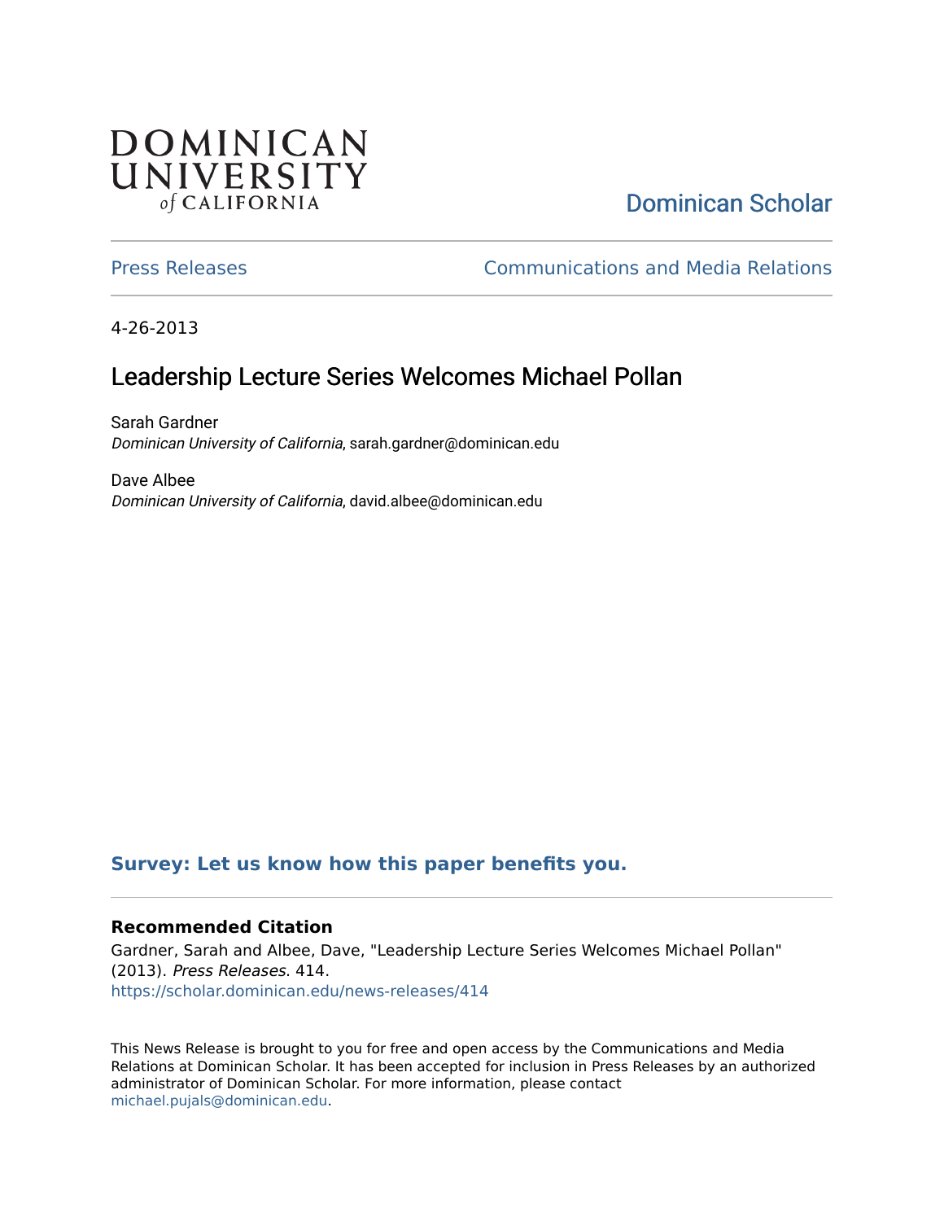DOMINICAN UNIVERSITY *of* CALIFORNIA

Dominican Scholar

Press Releases | Communications and Media Relations

4-26-2013

# Leadership Lecture Series Welcomes Michael Pollan

Sarah Gardner
*Dominican University of California*, sarah.gardner@dominican.edu

Dave Albee
*Dominican University of California*, david.albee@dominican.edu

**Survey: Let us know how this paper benefits you.**

### Recommended Citation

Gardner, Sarah and Albee, Dave, "Leadership Lecture Series Welcomes Michael Pollan" (2013). *Press Releases*. 414.
https://scholar.dominican.edu/news-releases/414

This News Release is brought to you for free and open access by the Communications and Media Relations at Dominican Scholar. It has been accepted for inclusion in Press Releases by an authorized administrator of Dominican Scholar. For more information, please contact michael.pujals@dominican.edu.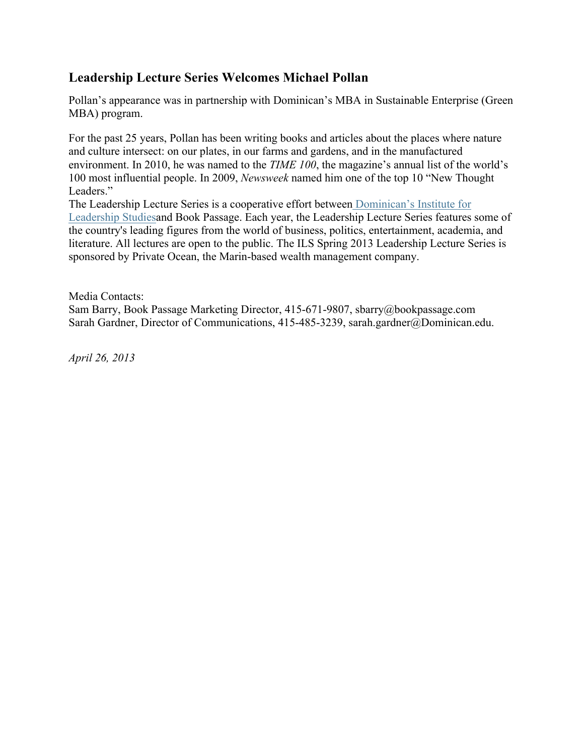## Leadership Lecture Series Welcomes Michael Pollan

Pollan's appearance was in partnership with Dominican's MBA in Sustainable Enterprise (Green MBA) program.

For the past 25 years, Pollan has been writing books and articles about the places where nature and culture intersect: on our plates, in our farms and gardens, and in the manufactured environment. In 2010, he was named to the *TIME 100*, the magazine's annual list of the world's 100 most influential people. In 2009, *Newsweek* named him one of the top 10 "New Thought Leaders."
The Leadership Lecture Series is a cooperative effort between Dominican's Institute for Leadership Studiesand Book Passage. Each year, the Leadership Lecture Series features some of the country's leading figures from the world of business, politics, entertainment, academia, and literature. All lectures are open to the public. The ILS Spring 2013 Leadership Lecture Series is sponsored by Private Ocean, the Marin-based wealth management company.

Media Contacts:
Sam Barry, Book Passage Marketing Director, 415-671-9807, sbarry@bookpassage.com
Sarah Gardner, Director of Communications, 415-485-3239, sarah.gardner@Dominican.edu.

*April 26, 2013*